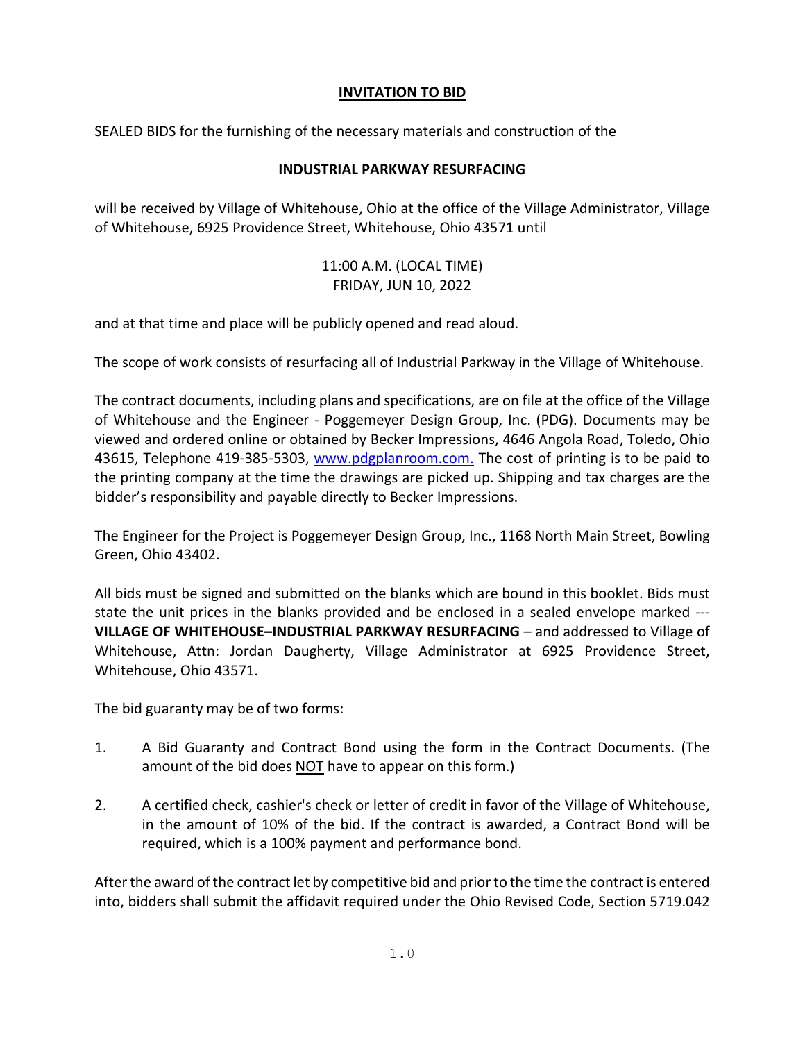# INVITATION TO BID

SEALED BIDS for the furnishing of the necessary materials and construction of the

**INDUSTRIAL PARKWAY RESURFACING**

will be received by Village of Whitehouse, Ohio at the office of the Village Administrator, Village of Whitehouse, 6925 Providence Street, Whitehouse, Ohio 43571 until

11:00 A.M. (LOCAL TIME)
FRIDAY, JUN 10, 2022

and at that time and place will be publicly opened and read aloud.

The scope of work consists of resurfacing all of Industrial Parkway in the Village of Whitehouse.

The contract documents, including plans and specifications, are on file at the office of the Village of Whitehouse and the Engineer - Poggemeyer Design Group, Inc. (PDG). Documents may be viewed and ordered online or obtained by Becker Impressions, 4646 Angola Road, Toledo, Ohio 43615, Telephone 419-385-5303, www.pdgplanroom.com. The cost of printing is to be paid to the printing company at the time the drawings are picked up. Shipping and tax charges are the bidder's responsibility and payable directly to Becker Impressions.

The Engineer for the Project is Poggemeyer Design Group, Inc., 1168 North Main Street, Bowling Green, Ohio 43402.

All bids must be signed and submitted on the blanks which are bound in this booklet. Bids must state the unit prices in the blanks provided and be enclosed in a sealed envelope marked --- **VILLAGE OF WHITEHOUSE–INDUSTRIAL PARKWAY RESURFACING** – and addressed to Village of Whitehouse, Attn: Jordan Daugherty, Village Administrator at 6925 Providence Street, Whitehouse, Ohio 43571.

The bid guaranty may be of two forms:

1. A Bid Guaranty and Contract Bond using the form in the Contract Documents. (The amount of the bid does NOT have to appear on this form.)

2. A certified check, cashier's check or letter of credit in favor of the Village of Whitehouse, in the amount of 10% of the bid. If the contract is awarded, a Contract Bond will be required, which is a 100% payment and performance bond.

After the award of the contract let by competitive bid and prior to the time the contract is entered into, bidders shall submit the affidavit required under the Ohio Revised Code, Section 5719.042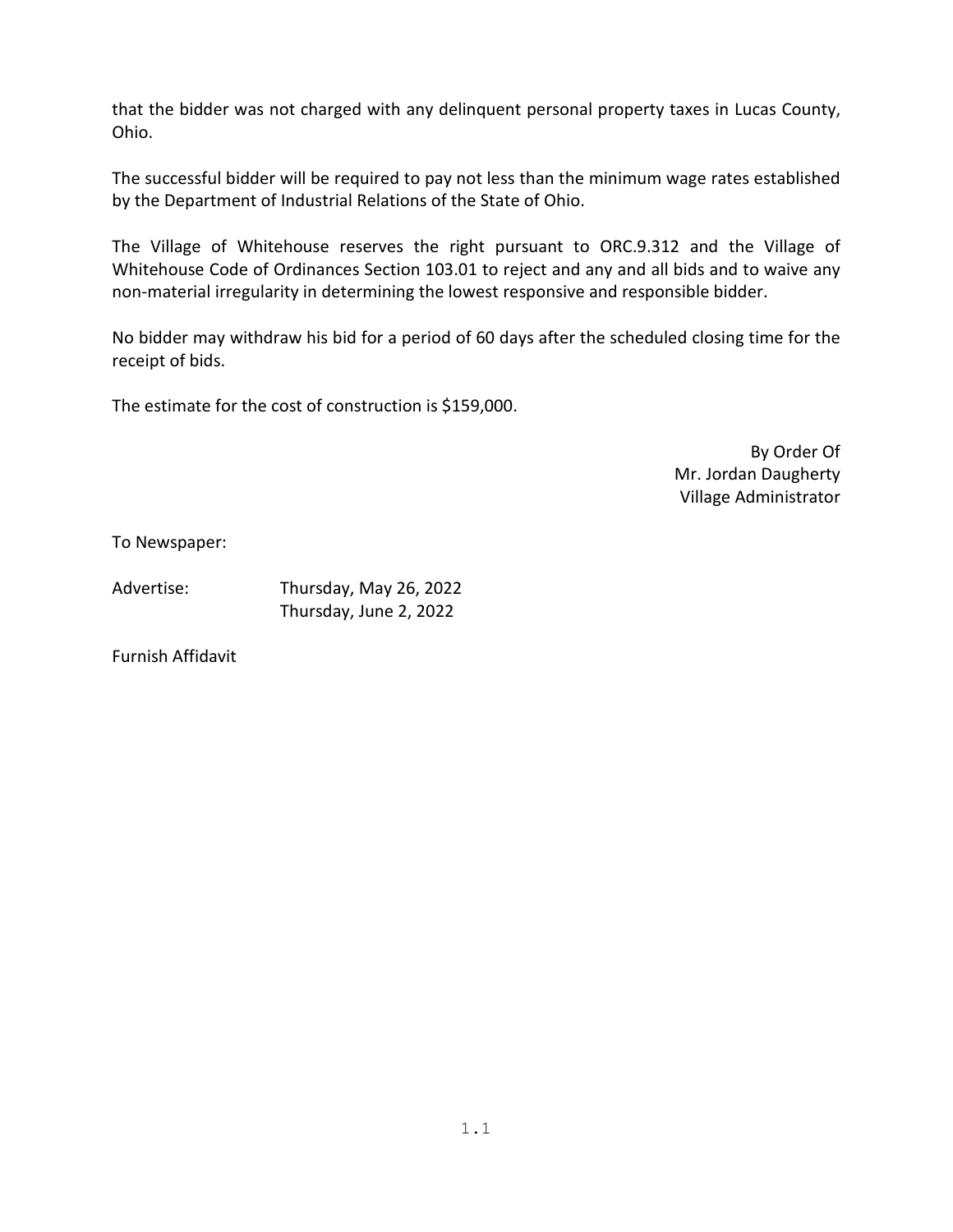that the bidder was not charged with any delinquent personal property taxes in Lucas County, Ohio.

The successful bidder will be required to pay not less than the minimum wage rates established by the Department of Industrial Relations of the State of Ohio.

The Village of Whitehouse reserves the right pursuant to ORC.9.312 and the Village of Whitehouse Code of Ordinances Section 103.01 to reject and any and all bids and to waive any non-material irregularity in determining the lowest responsive and responsible bidder.

No bidder may withdraw his bid for a period of 60 days after the scheduled closing time for the receipt of bids.

The estimate for the cost of construction is $159,000.

By Order Of
Mr. Jordan Daugherty
Village Administrator

To Newspaper:

Advertise: Thursday, May 26, 2022
Thursday, June 2, 2022

Furnish Affidavit